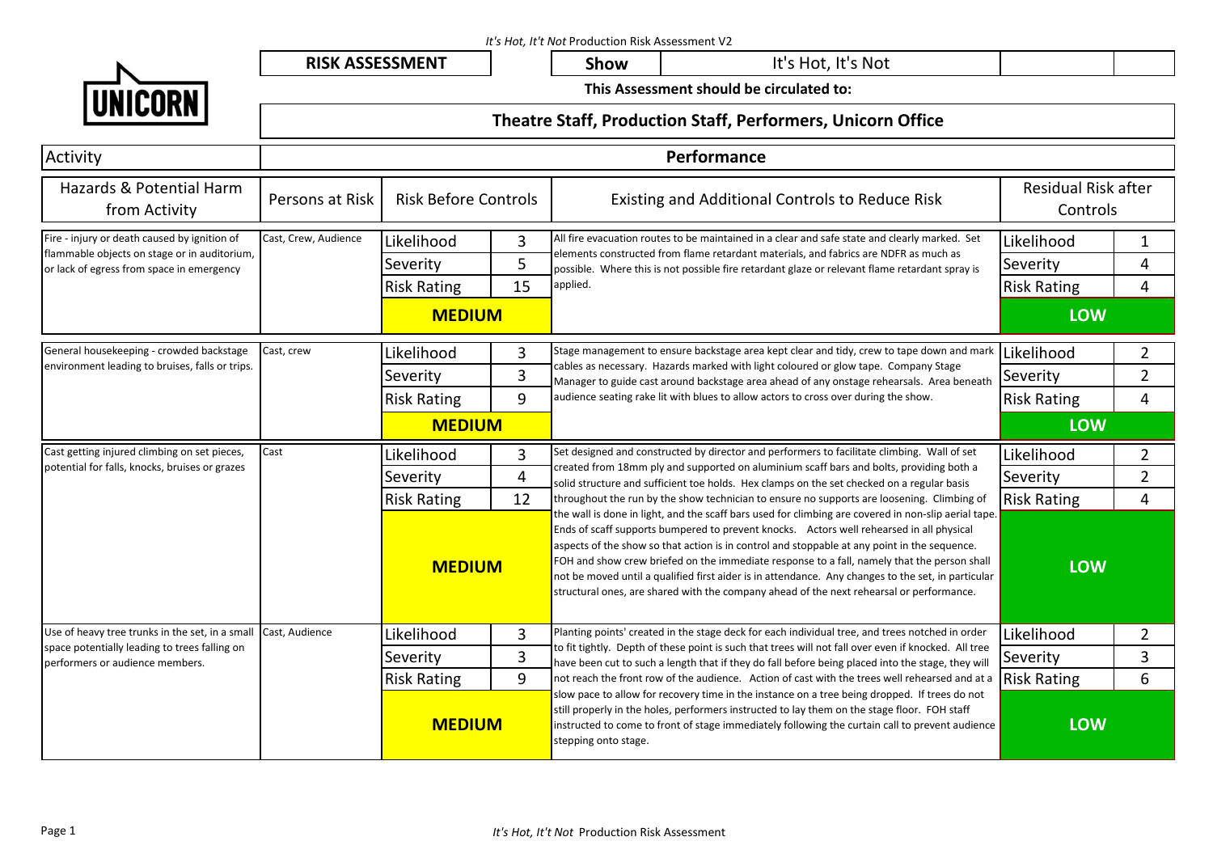UNICORN

**RISK ASSESSMENT** | **Show** | It's Hot, It's Not

**This Assessment should be circulated to:**

**Theatre Staff, Production Staff, Performers, Unicorn Office**

| Activity | **Performance** | | | | | |
|---|---|---|---|---|---|---|
| Hazards & Potential Harm from Activity | Persons at Risk | Risk Before Controls | | Existing and Additional Controls to Reduce Risk | Residual Risk after Controls | |
| Fire - injury or death caused by ignition of flammable objects on stage or in auditorium, or lack of egress from space in emergency | Cast, Crew, Audience | Likelihood | 3 | All fire evacuation routes to be maintained in a clear and safe state and clearly marked. Set elements constructed from flame retardant materials, and fabrics are NDFR as much as possible. Where this is not possible fire retardant glaze or relevant flame retardant spray is applied. | Likelihood | 1 |
| | | Severity | 5 | | Severity | 4 |
| | | Risk Rating | 15 | | Risk Rating | 4 |
| | | **MEDIUM** | | | **LOW** | |
| General housekeeping - crowded backstage environment leading to bruises, falls or trips. | Cast, crew | Likelihood | 3 | Stage management to ensure backstage area kept clear and tidy, crew to tape down and mark cables as necessary. Hazards marked with light coloured or glow tape. Company Stage Manager to guide cast around backstage area ahead of any onstage rehearsals. Area beneath audience seating rake lit with blues to allow actors to cross over during the show. | Likelihood | 2 |
| | | Severity | 3 | | Severity | 2 |
| | | Risk Rating | 9 | | Risk Rating | 4 |
| | | **MEDIUM** | | | **LOW** | |
| Cast getting injured climbing on set pieces, potential for falls, knocks, bruises or grazes | Cast | Likelihood | 3 | Set designed and constructed by director and performers to facilitate climbing. Wall of set created from 18mm ply and supported on aluminium scaff bars and bolts, providing both a solid structure and sufficient toe holds. Hex clamps on the set checked on a regular basis throughout the run by the show technician to ensure no supports are loosening. Climbing of the wall is done in light, and the scaff bars used for climbing are covered in non-slip aerial tape. Ends of scaff supports bumpered to prevent knocks. Actors well rehearsed in all physical aspects of the show so that action is in control and stoppable at any point in the sequence. FOH and show crew briefed on the immediate response to a fall, namely that the person shall not be moved until a qualified first aider is in attendance. Any changes to the set, in particular structural ones, are shared with the company ahead of the next rehearsal or performance. | Likelihood | 2 |
| | | Severity | 4 | | Severity | 2 |
| | | Risk Rating | 12 | | Risk Rating | 4 |
| | | **MEDIUM** | | | **LOW** | |
| Use of heavy tree trunks in the set, in a small space potentially leading to trees falling on performers or audience members. | Cast, Audience | Likelihood | 3 | Planting points' created in the stage deck for each individual tree, and trees notched in order to fit tightly. Depth of these point is such that trees will not fall over even if knocked. All tree have been cut to such a length that if they do fall before being placed into the stage, they will not reach the front row of the audience. Action of cast with the trees well rehearsed and at a slow pace to allow for recovery time in the instance on a tree being dropped. If trees do not still properly in the holes, performers instructed to lay them on the stage floor. FOH staff instructed to come to front of stage immediately following the curtain call to prevent audience stepping onto stage. | Likelihood | 2 |
| | | Severity | 3 | | Severity | 3 |
| | | Risk Rating | 9 | | Risk Rating | 6 |
| | | **MEDIUM** | | | **LOW** | |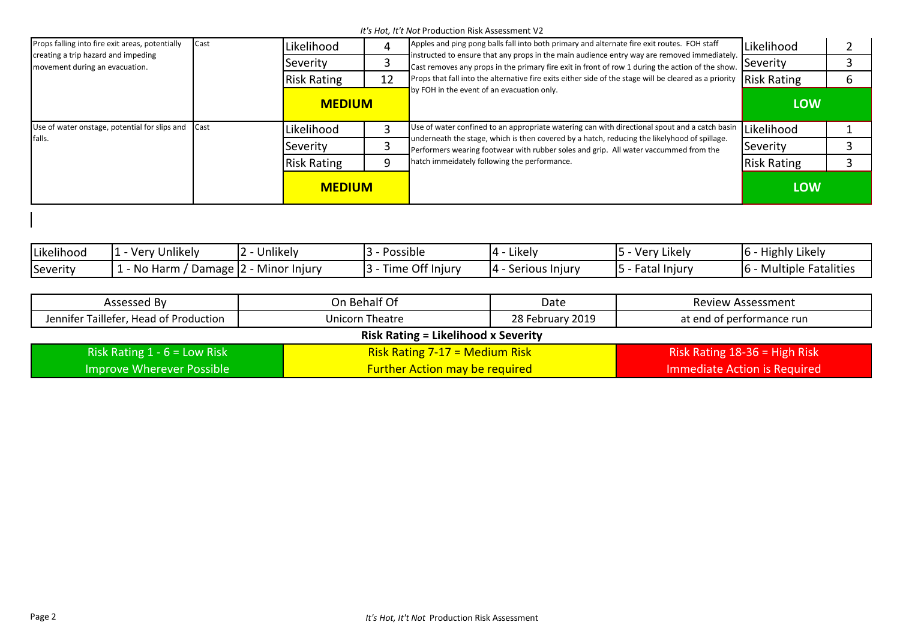| | | | | | | |
|---|---|---|---|---|---|---|
| Props falling into fire exit areas, potentially creating a trip hazard and impeding movement during an evacuation. | Cast | Likelihood | 4 | Apples and ping pong balls fall into both primary and alternate fire exit routes. FOH staff instructed to ensure that any props in the main audience entry way are removed immediately. Cast removes any props in the primary fire exit in front of row 1 during the action of the show. Props that fall into the alternative fire exits either side of the stage will be cleared as a priority by FOH in the event of an evacuation only. | Likelihood | 2 |
| | | Severity | 3 | | Severity | 3 |
| | | Risk Rating | 12 | | Risk Rating | 6 |
| | | **MEDIUM** | | | **LOW** | |
| Use of water onstage, potential for slips and falls. | Cast | Likelihood | 3 | Use of water confined to an appropriate watering can with directional spout and a catch basin underneath the stage, which is then covered by a hatch, reducing the likelyhood of spillage. Performers wearing footwear with rubber soles and grip. All water vaccummed from the hatch immeidately following the performance. | Likelihood | 1 |
| | | Severity | 3 | | Severity | 3 |
| | | Risk Rating | 9 | | Risk Rating | 3 |
| | | **MEDIUM** | | | **LOW** | |

| | | | | | | |
|---|---|---|---|---|---|---|
| Likelihood | 1 - Very Unlikely | 2 - Unlikely | 3 - Possible | 4 - Likely | 5 - Very Likely | 6 - Highly Likely |
| Severity | 1 - No Harm / Damage | 2 - Minor Injury | 3 - Time Off Injury | 4 - Serious Injury | 5 - Fatal Injury | 6 - Multiple Fatalities |

| Assessed By | On Behalf Of | Date | Review Assessment |
|---|---|---|---|
| Jennifer Taillefer, Head of Production | Unicorn Theatre | 28 February 2019 | at end of performance run |

**Risk Rating = Likelihood x Severity**

| Risk Rating 1 - 6 = Low Risk | Risk Rating 7-17 = Medium Risk | Risk Rating 18-36 = High Risk |
|---|---|---|
| Improve Wherever Possible | Further Action may be required | Immediate Action is Required |